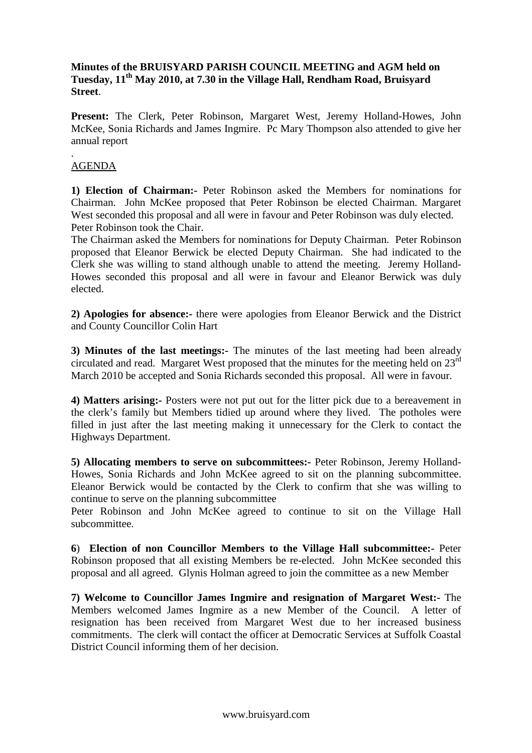**Minutes of the BRUISYARD PARISH COUNCIL MEETING and AGM held on Tuesday, 11th May 2010, at 7.30 in the Village Hall, Rendham Road, Bruisyard Street**.

**Present:** The Clerk, Peter Robinson, Margaret West, Jeremy Holland-Howes, John McKee, Sonia Richards and James Ingmire. Pc Mary Thompson also attended to give her annual report

.

AGENDA

**1) Election of Chairman:-** Peter Robinson asked the Members for nominations for Chairman. John McKee proposed that Peter Robinson be elected Chairman. Margaret West seconded this proposal and all were in favour and Peter Robinson was duly elected. Peter Robinson took the Chair.

The Chairman asked the Members for nominations for Deputy Chairman. Peter Robinson proposed that Eleanor Berwick be elected Deputy Chairman. She had indicated to the Clerk she was willing to stand although unable to attend the meeting. Jeremy Holland-Howes seconded this proposal and all were in favour and Eleanor Berwick was duly elected.

**2) Apologies for absence:-** there were apologies from Eleanor Berwick and the District and County Councillor Colin Hart

**3) Minutes of the last meetings:-** The minutes of the last meeting had been already circulated and read. Margaret West proposed that the minutes for the meeting held on 23rd March 2010 be accepted and Sonia Richards seconded this proposal. All were in favour.

**4) Matters arising:-** Posters were not put out for the litter pick due to a bereavement in the clerk's family but Members tidied up around where they lived. The potholes were filled in just after the last meeting making it unnecessary for the Clerk to contact the Highways Department.

**5) Allocating members to serve on subcommittees:-** Peter Robinson, Jeremy Holland-Howes, Sonia Richards and John McKee agreed to sit on the planning subcommittee. Eleanor Berwick would be contacted by the Clerk to confirm that she was willing to continue to serve on the planning subcommittee

Peter Robinson and John McKee agreed to continue to sit on the Village Hall subcommittee.

**6**) **Election of non Councillor Members to the Village Hall subcommittee:-** Peter Robinson proposed that all existing Members be re-elected. John McKee seconded this proposal and all agreed. Glynis Holman agreed to join the committee as a new Member

**7) Welcome to Councillor James Ingmire and resignation of Margaret West:-** The Members welcomed James Ingmire as a new Member of the Council. A letter of resignation has been received from Margaret West due to her increased business commitments. The clerk will contact the officer at Democratic Services at Suffolk Coastal District Council informing them of her decision.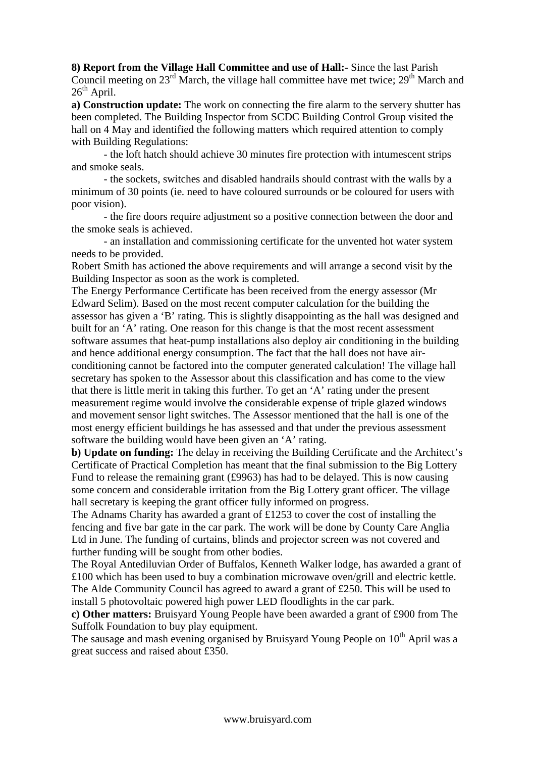**8) Report from the Village Hall Committee and use of Hall:-** Since the last Parish Council meeting on 23rd March, the village hall committee have met twice; 29th March and 26th April.

**a) Construction update:** The work on connecting the fire alarm to the servery shutter has been completed. The Building Inspector from SCDC Building Control Group visited the hall on 4 May and identified the following matters which required attention to comply with Building Regulations:

- the loft hatch should achieve 30 minutes fire protection with intumescent strips and smoke seals.
- the sockets, switches and disabled handrails should contrast with the walls by a minimum of 30 points (ie. need to have coloured surrounds or be coloured for users with poor vision).
- the fire doors require adjustment so a positive connection between the door and the smoke seals is achieved.
- an installation and commissioning certificate for the unvented hot water system needs to be provided.

Robert Smith has actioned the above requirements and will arrange a second visit by the Building Inspector as soon as the work is completed.

The Energy Performance Certificate has been received from the energy assessor (Mr Edward Selim). Based on the most recent computer calculation for the building the assessor has given a 'B' rating. This is slightly disappointing as the hall was designed and built for an 'A' rating. One reason for this change is that the most recent assessment software assumes that heat-pump installations also deploy air conditioning in the building and hence additional energy consumption. The fact that the hall does not have air-conditioning cannot be factored into the computer generated calculation! The village hall secretary has spoken to the Assessor about this classification and has come to the view that there is little merit in taking this further. To get an 'A' rating under the present measurement regime would involve the considerable expense of triple glazed windows and movement sensor light switches. The Assessor mentioned that the hall is one of the most energy efficient buildings he has assessed and that under the previous assessment software the building would have been given an 'A' rating.

**b) Update on funding:** The delay in receiving the Building Certificate and the Architect's Certificate of Practical Completion has meant that the final submission to the Big Lottery Fund to release the remaining grant (£9963) has had to be delayed. This is now causing some concern and considerable irritation from the Big Lottery grant officer. The village hall secretary is keeping the grant officer fully informed on progress.

The Adnams Charity has awarded a grant of £1253 to cover the cost of installing the fencing and five bar gate in the car park. The work will be done by County Care Anglia Ltd in June. The funding of curtains, blinds and projector screen was not covered and further funding will be sought from other bodies.

The Royal Antediluvian Order of Buffalos, Kenneth Walker lodge, has awarded a grant of £100 which has been used to buy a combination microwave oven/grill and electric kettle.

The Alde Community Council has agreed to award a grant of £250. This will be used to install 5 photovoltaic powered high power LED floodlights in the car park.

**c) Other matters:** Bruisyard Young People have been awarded a grant of £900 from The Suffolk Foundation to buy play equipment.

The sausage and mash evening organised by Bruisyard Young People on 10th April was a great success and raised about £350.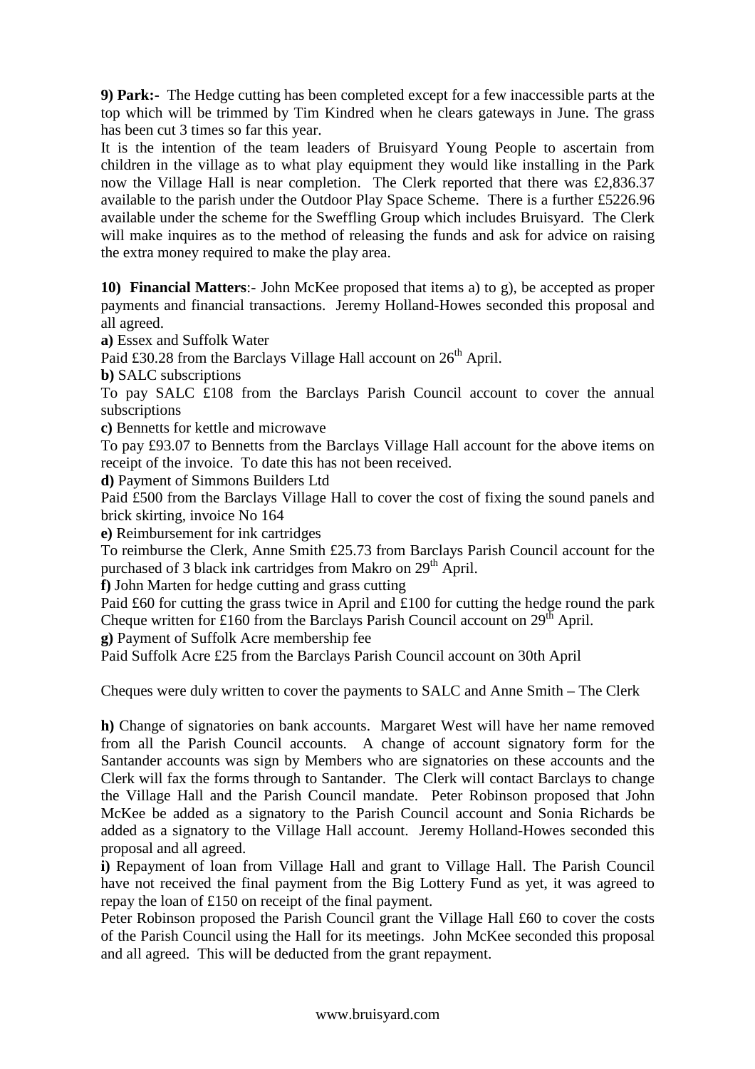**9) Park:-** The Hedge cutting has been completed except for a few inaccessible parts at the top which will be trimmed by Tim Kindred when he clears gateways in June. The grass has been cut 3 times so far this year.

It is the intention of the team leaders of Bruisyard Young People to ascertain from children in the village as to what play equipment they would like installing in the Park now the Village Hall is near completion. The Clerk reported that there was £2,836.37 available to the parish under the Outdoor Play Space Scheme. There is a further £5226.96 available under the scheme for the Sweffling Group which includes Bruisyard. The Clerk will make inquires as to the method of releasing the funds and ask for advice on raising the extra money required to make the play area.

**10) Financial Matters**:- John McKee proposed that items a) to g), be accepted as proper payments and financial transactions. Jeremy Holland-Howes seconded this proposal and all agreed.

**a)** Essex and Suffolk Water

Paid £30.28 from the Barclays Village Hall account on 26th April.

**b)** SALC subscriptions

To pay SALC £108 from the Barclays Parish Council account to cover the annual subscriptions

**c)** Bennetts for kettle and microwave

To pay £93.07 to Bennetts from the Barclays Village Hall account for the above items on receipt of the invoice. To date this has not been received.

**d)** Payment of Simmons Builders Ltd

Paid £500 from the Barclays Village Hall to cover the cost of fixing the sound panels and brick skirting, invoice No 164

**e)** Reimbursement for ink cartridges

To reimburse the Clerk, Anne Smith £25.73 from Barclays Parish Council account for the purchased of 3 black ink cartridges from Makro on 29th April.

**f)** John Marten for hedge cutting and grass cutting

Paid £60 for cutting the grass twice in April and £100 for cutting the hedge round the park Cheque written for £160 from the Barclays Parish Council account on 29th April.

**g)** Payment of Suffolk Acre membership fee

Paid Suffolk Acre £25 from the Barclays Parish Council account on 30th April

Cheques were duly written to cover the payments to SALC and Anne Smith – The Clerk

**h)** Change of signatories on bank accounts. Margaret West will have her name removed from all the Parish Council accounts. A change of account signatory form for the Santander accounts was sign by Members who are signatories on these accounts and the Clerk will fax the forms through to Santander. The Clerk will contact Barclays to change the Village Hall and the Parish Council mandate. Peter Robinson proposed that John McKee be added as a signatory to the Parish Council account and Sonia Richards be added as a signatory to the Village Hall account. Jeremy Holland-Howes seconded this proposal and all agreed.

**i)** Repayment of loan from Village Hall and grant to Village Hall. The Parish Council have not received the final payment from the Big Lottery Fund as yet, it was agreed to repay the loan of £150 on receipt of the final payment.

Peter Robinson proposed the Parish Council grant the Village Hall £60 to cover the costs of the Parish Council using the Hall for its meetings. John McKee seconded this proposal and all agreed. This will be deducted from the grant repayment.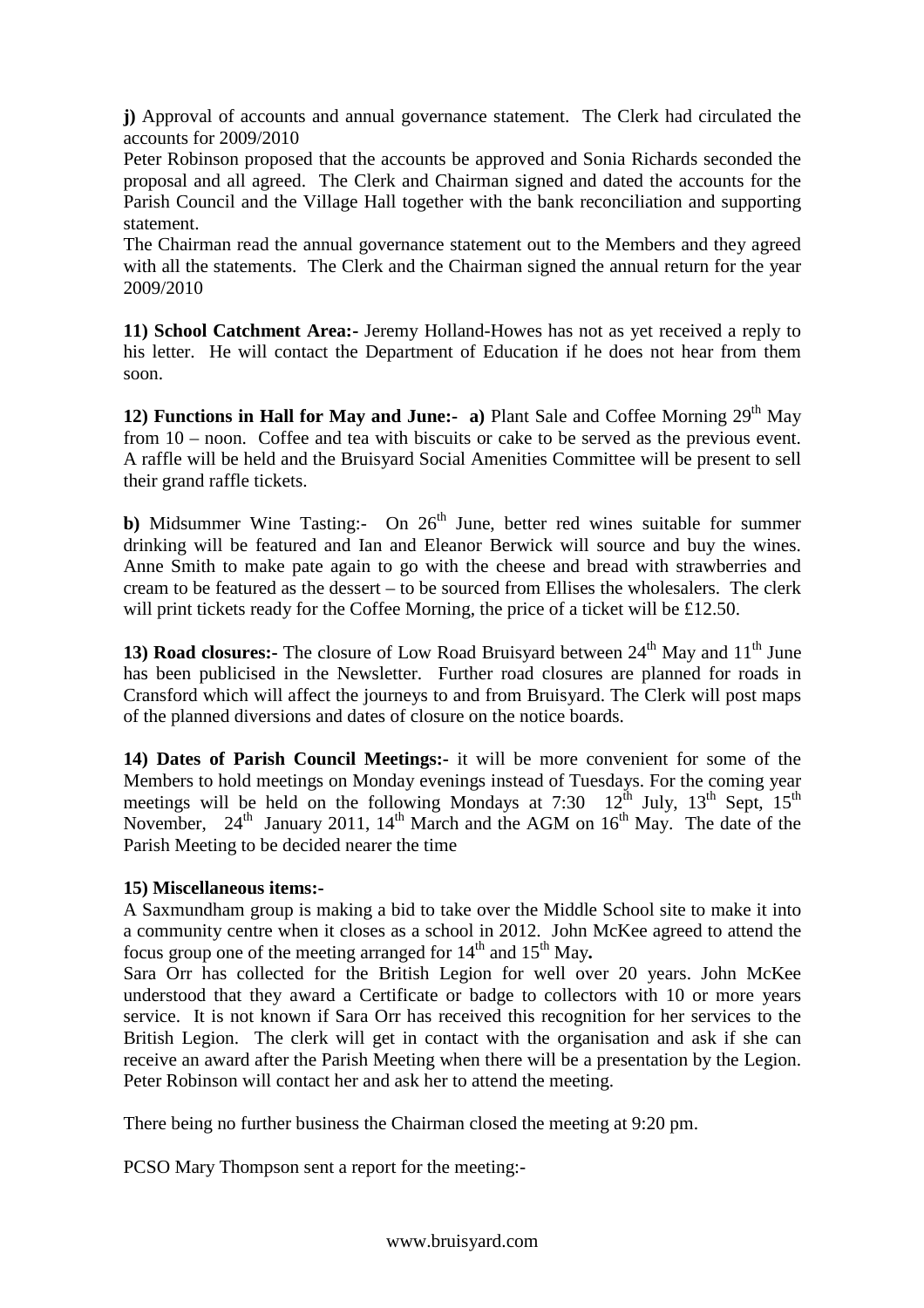**j)** Approval of accounts and annual governance statement. The Clerk had circulated the accounts for 2009/2010

Peter Robinson proposed that the accounts be approved and Sonia Richards seconded the proposal and all agreed. The Clerk and Chairman signed and dated the accounts for the Parish Council and the Village Hall together with the bank reconciliation and supporting statement.

The Chairman read the annual governance statement out to the Members and they agreed with all the statements. The Clerk and the Chairman signed the annual return for the year 2009/2010

**11) School Catchment Area:-** Jeremy Holland-Howes has not as yet received a reply to his letter. He will contact the Department of Education if he does not hear from them soon.

**12) Functions in Hall for May and June:- a)** Plant Sale and Coffee Morning 29th May from 10 – noon. Coffee and tea with biscuits or cake to be served as the previous event. A raffle will be held and the Bruisyard Social Amenities Committee will be present to sell their grand raffle tickets.

**b)** Midsummer Wine Tasting:- On 26th June, better red wines suitable for summer drinking will be featured and Ian and Eleanor Berwick will source and buy the wines. Anne Smith to make pate again to go with the cheese and bread with strawberries and cream to be featured as the dessert – to be sourced from Ellises the wholesalers. The clerk will print tickets ready for the Coffee Morning, the price of a ticket will be £12.50.

**13) Road closures:-** The closure of Low Road Bruisyard between 24th May and 11th June has been publicised in the Newsletter. Further road closures are planned for roads in Cransford which will affect the journeys to and from Bruisyard. The Clerk will post maps of the planned diversions and dates of closure on the notice boards.

**14) Dates of Parish Council Meetings:-** it will be more convenient for some of the Members to hold meetings on Monday evenings instead of Tuesdays. For the coming year meetings will be held on the following Mondays at 7:30 12th July, 13th Sept, 15th November, 24th January 2011, 14th March and the AGM on 16th May. The date of the Parish Meeting to be decided nearer the time

**15) Miscellaneous items:-**

A Saxmundham group is making a bid to take over the Middle School site to make it into a community centre when it closes as a school in 2012. John McKee agreed to attend the focus group one of the meeting arranged for 14th and 15th May**.**

Sara Orr has collected for the British Legion for well over 20 years. John McKee understood that they award a Certificate or badge to collectors with 10 or more years service. It is not known if Sara Orr has received this recognition for her services to the British Legion. The clerk will get in contact with the organisation and ask if she can receive an award after the Parish Meeting when there will be a presentation by the Legion. Peter Robinson will contact her and ask her to attend the meeting.

There being no further business the Chairman closed the meeting at 9:20 pm.

PCSO Mary Thompson sent a report for the meeting:-

www.bruisyard.com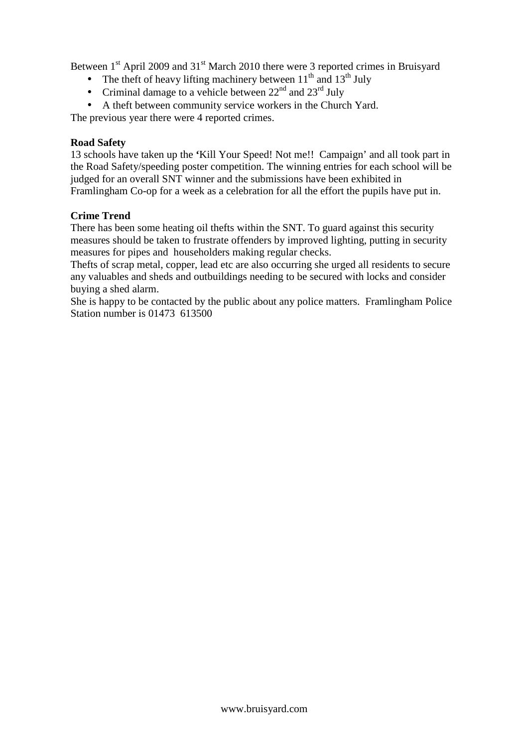Between 1st April 2009 and 31st March 2010 there were 3 reported crimes in Bruisyard

- The theft of heavy lifting machinery between 11th and 13th July
- Criminal damage to a vehicle between 22nd and 23rd July
- A theft between community service workers in the Church Yard.

The previous year there were 4 reported crimes.

**Road Safety**
13 schools have taken up the **'**Kill Your Speed! Not me!! Campaign' and all took part in the Road Safety/speeding poster competition. The winning entries for each school will be judged for an overall SNT winner and the submissions have been exhibited in Framlingham Co-op for a week as a celebration for all the effort the pupils have put in.

**Crime Trend**
There has been some heating oil thefts within the SNT. To guard against this security measures should be taken to frustrate offenders by improved lighting, putting in security measures for pipes and householders making regular checks.
Thefts of scrap metal, copper, lead etc are also occurring she urged all residents to secure any valuables and sheds and outbuildings needing to be secured with locks and consider buying a shed alarm.
She is happy to be contacted by the public about any police matters. Framlingham Police Station number is 01473 613500